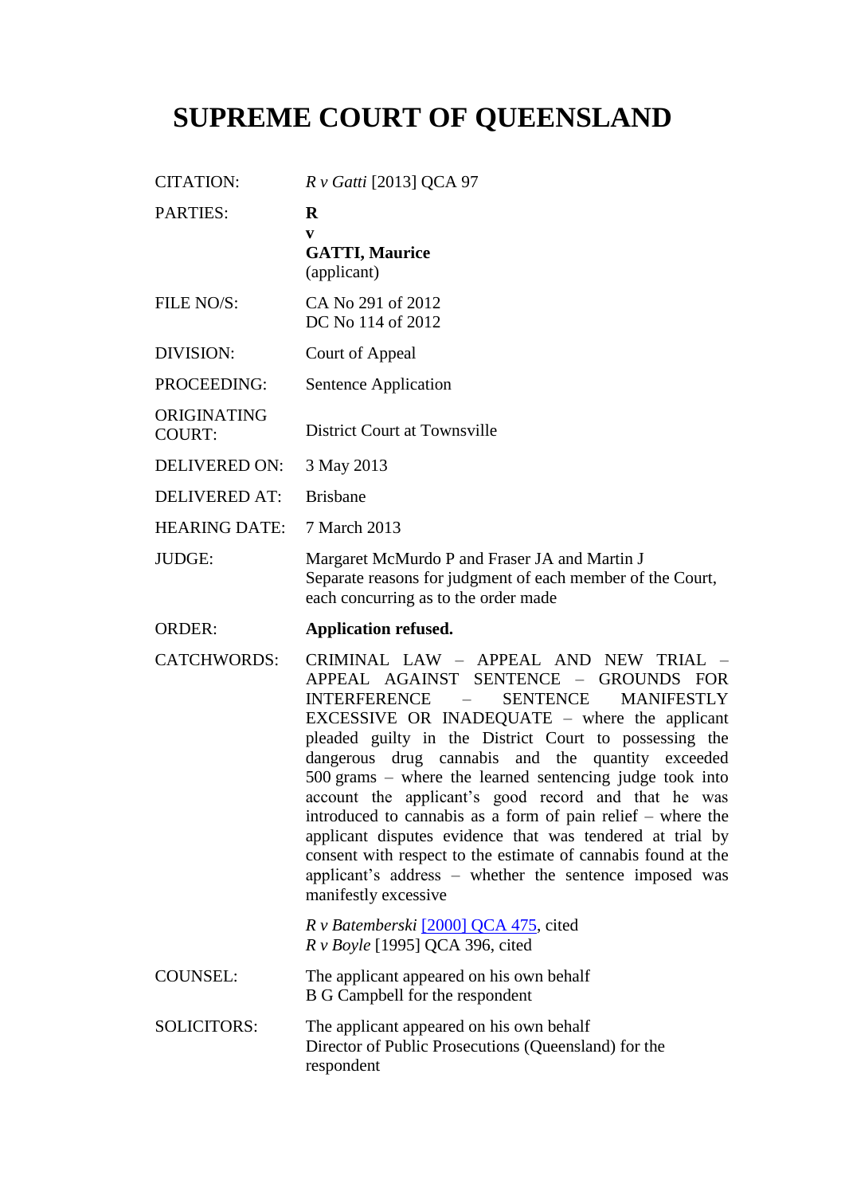# SUPREME COURT OF QUEENSLAND

| | |
|---|---|
| CITATION: | *R v Gatti* [2013] QCA 97 |
| PARTIES: | **R**<br>**v**<br>**GATTI, Maurice**<br>(applicant) |
| FILE NO/S: | CA No 291 of 2012<br>DC No 114 of 2012 |
| DIVISION: | Court of Appeal |
| PROCEEDING: | Sentence Application |
| ORIGINATING COURT: | District Court at Townsville |
| DELIVERED ON: | 3 May 2013 |
| DELIVERED AT: | Brisbane |
| HEARING DATE: | 7 March 2013 |
| JUDGE: | Margaret McMurdo P and Fraser JA and Martin J<br>Separate reasons for judgment of each member of the Court, each concurring as to the order made |
| ORDER: | **Application refused.** |
| CATCHWORDS: | CRIMINAL LAW – APPEAL AND NEW TRIAL – APPEAL AGAINST SENTENCE – GROUNDS FOR INTERFERENCE – SENTENCE MANIFESTLY EXCESSIVE OR INADEQUATE – where the applicant pleaded guilty in the District Court to possessing the dangerous drug cannabis and the quantity exceeded 500 grams – where the learned sentencing judge took into account the applicant's good record and that he was introduced to cannabis as a form of pain relief – where the applicant disputes evidence that was tendered at trial by consent with respect to the estimate of cannabis found at the applicant's address – whether the sentence imposed was manifestly excessive<br><br>*R v Batemberski* [2000] QCA 475, cited<br>*R v Boyle* [1995] QCA 396, cited |
| COUNSEL: | The applicant appeared on his own behalf<br>B G Campbell for the respondent |
| SOLICITORS: | The applicant appeared on his own behalf<br>Director of Public Prosecutions (Queensland) for the respondent |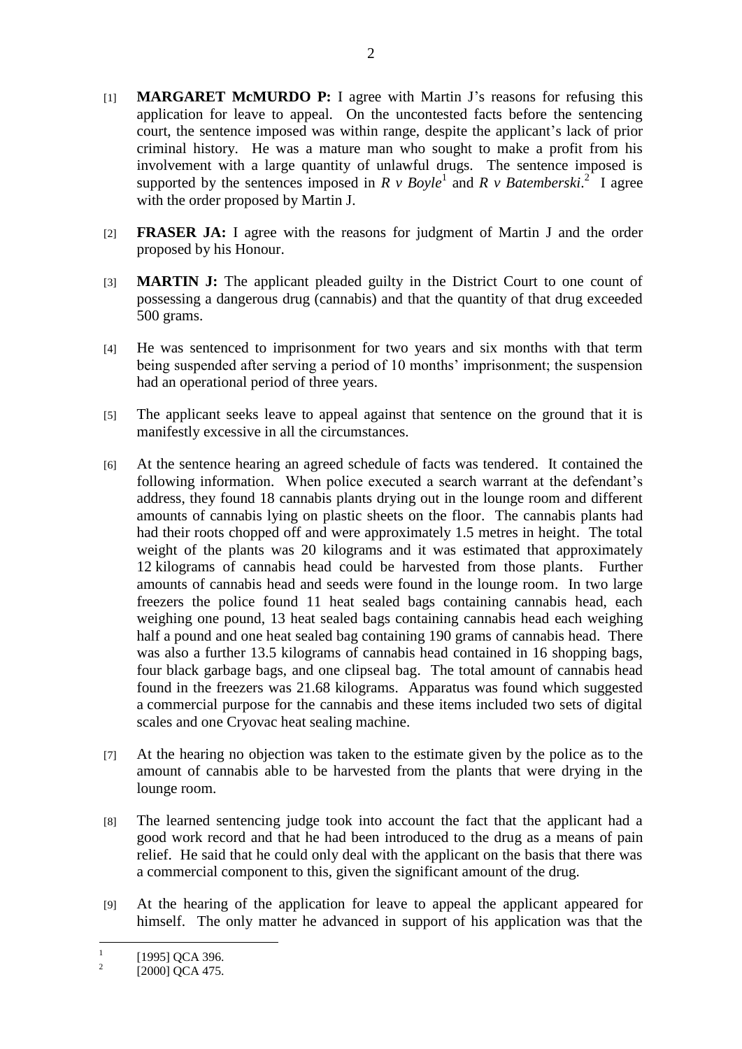[1] **MARGARET McMURDO P:** I agree with Martin J's reasons for refusing this application for leave to appeal. On the uncontested facts before the sentencing court, the sentence imposed was within range, despite the applicant's lack of prior criminal history. He was a mature man who sought to make a profit from his involvement with a large quantity of unlawful drugs. The sentence imposed is supported by the sentences imposed in *R v Boyle*[1] and *R v Batemberski*.[2] I agree with the order proposed by Martin J.

[2] **FRASER JA:** I agree with the reasons for judgment of Martin J and the order proposed by his Honour.

[3] **MARTIN J:** The applicant pleaded guilty in the District Court to one count of possessing a dangerous drug (cannabis) and that the quantity of that drug exceeded 500 grams.

[4] He was sentenced to imprisonment for two years and six months with that term being suspended after serving a period of 10 months' imprisonment; the suspension had an operational period of three years.

[5] The applicant seeks leave to appeal against that sentence on the ground that it is manifestly excessive in all the circumstances.

[6] At the sentence hearing an agreed schedule of facts was tendered. It contained the following information. When police executed a search warrant at the defendant's address, they found 18 cannabis plants drying out in the lounge room and different amounts of cannabis lying on plastic sheets on the floor. The cannabis plants had had their roots chopped off and were approximately 1.5 metres in height. The total weight of the plants was 20 kilograms and it was estimated that approximately 12 kilograms of cannabis head could be harvested from those plants. Further amounts of cannabis head and seeds were found in the lounge room. In two large freezers the police found 11 heat sealed bags containing cannabis head, each weighing one pound, 13 heat sealed bags containing cannabis head each weighing half a pound and one heat sealed bag containing 190 grams of cannabis head. There was also a further 13.5 kilograms of cannabis head contained in 16 shopping bags, four black garbage bags, and one clipseal bag. The total amount of cannabis head found in the freezers was 21.68 kilograms. Apparatus was found which suggested a commercial purpose for the cannabis and these items included two sets of digital scales and one Cryovac heat sealing machine.

[7] At the hearing no objection was taken to the estimate given by the police as to the amount of cannabis able to be harvested from the plants that were drying in the lounge room.

[8] The learned sentencing judge took into account the fact that the applicant had a good work record and that he had been introduced to the drug as a means of pain relief. He said that he could only deal with the applicant on the basis that there was a commercial component to this, given the significant amount of the drug.

[9] At the hearing of the application for leave to appeal the applicant appeared for himself. The only matter he advanced in support of his application was that the

---

[1] [1995] QCA 396.

[2] [2000] QCA 475.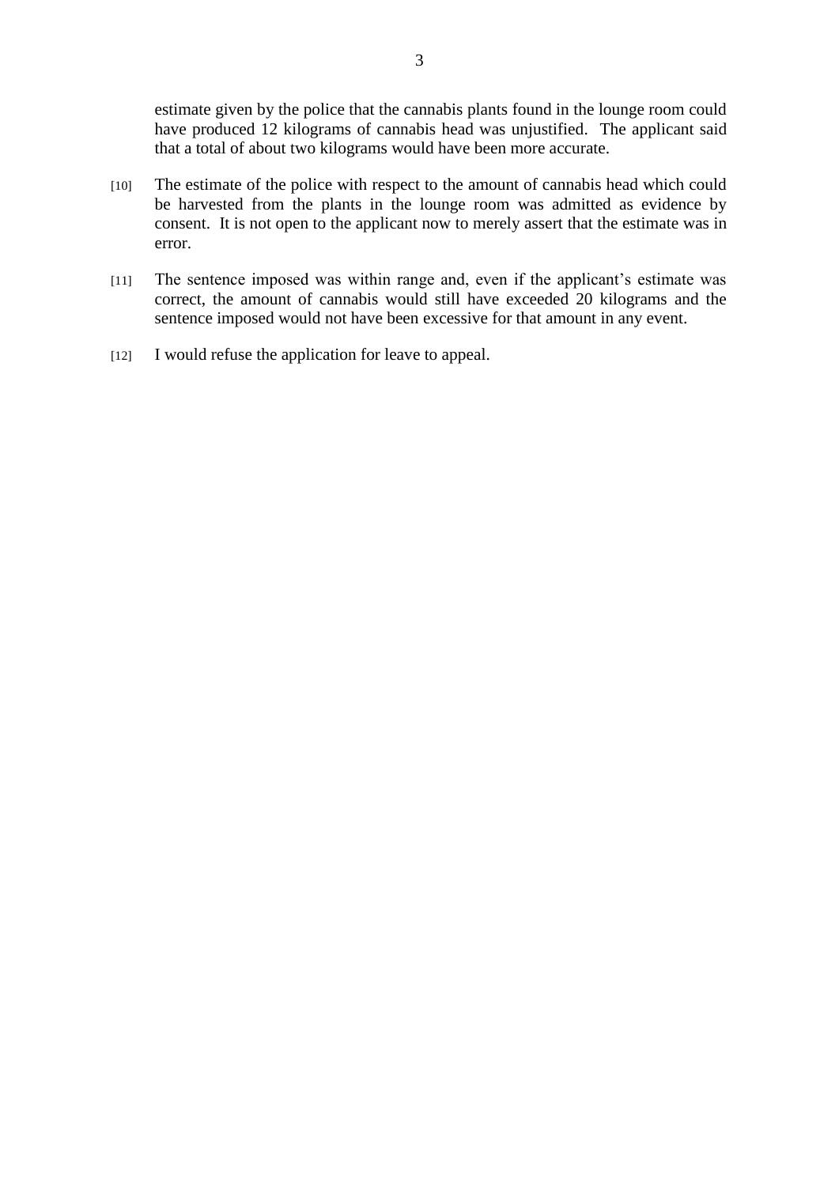estimate given by the police that the cannabis plants found in the lounge room could have produced 12 kilograms of cannabis head was unjustified. The applicant said that a total of about two kilograms would have been more accurate.

[10] The estimate of the police with respect to the amount of cannabis head which could be harvested from the plants in the lounge room was admitted as evidence by consent. It is not open to the applicant now to merely assert that the estimate was in error.

[11] The sentence imposed was within range and, even if the applicant's estimate was correct, the amount of cannabis would still have exceeded 20 kilograms and the sentence imposed would not have been excessive for that amount in any event.

[12] I would refuse the application for leave to appeal.